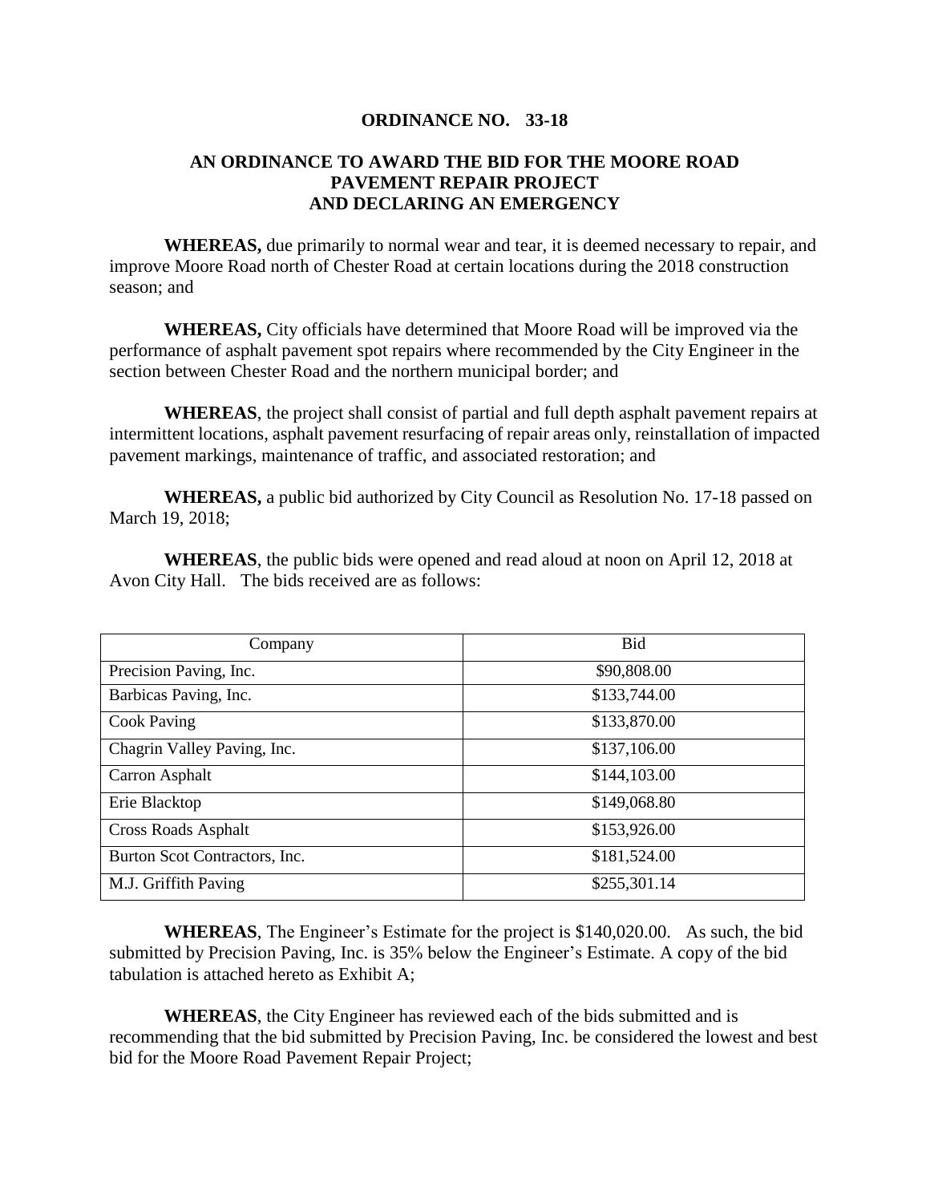**ORDINANCE NO. 33-18**

**AN ORDINANCE TO AWARD THE BID FOR THE MOORE ROAD PAVEMENT REPAIR PROJECT AND DECLARING AN EMERGENCY**

**WHEREAS,** due primarily to normal wear and tear, it is deemed necessary to repair, and improve Moore Road north of Chester Road at certain locations during the 2018 construction season; and

**WHEREAS,** City officials have determined that Moore Road will be improved via the performance of asphalt pavement spot repairs where recommended by the City Engineer in the section between Chester Road and the northern municipal border; and

**WHEREAS**, the project shall consist of partial and full depth asphalt pavement repairs at intermittent locations, asphalt pavement resurfacing of repair areas only, reinstallation of impacted pavement markings, maintenance of traffic, and associated restoration; and

**WHEREAS,** a public bid authorized by City Council as Resolution No. 17-18 passed on March 19, 2018;

**WHEREAS**, the public bids were opened and read aloud at noon on April 12, 2018 at Avon City Hall. The bids received are as follows:

| Company | Bid |
|---|---|
| Precision Paving, Inc. | \$90,808.00 |
| Barbicas Paving, Inc. | \$133,744.00 |
| Cook Paving | \$133,870.00 |
| Chagrin Valley Paving, Inc. | \$137,106.00 |
| Carron Asphalt | \$144,103.00 |
| Erie Blacktop | \$149,068.80 |
| Cross Roads Asphalt | \$153,926.00 |
| Burton Scot Contractors, Inc. | \$181,524.00 |
| M.J. Griffith Paving | \$255,301.14 |

**WHEREAS**, The Engineer's Estimate for the project is \$140,020.00. As such, the bid submitted by Precision Paving, Inc. is 35% below the Engineer's Estimate. A copy of the bid tabulation is attached hereto as Exhibit A;

**WHEREAS**, the City Engineer has reviewed each of the bids submitted and is recommending that the bid submitted by Precision Paving, Inc. be considered the lowest and best bid for the Moore Road Pavement Repair Project;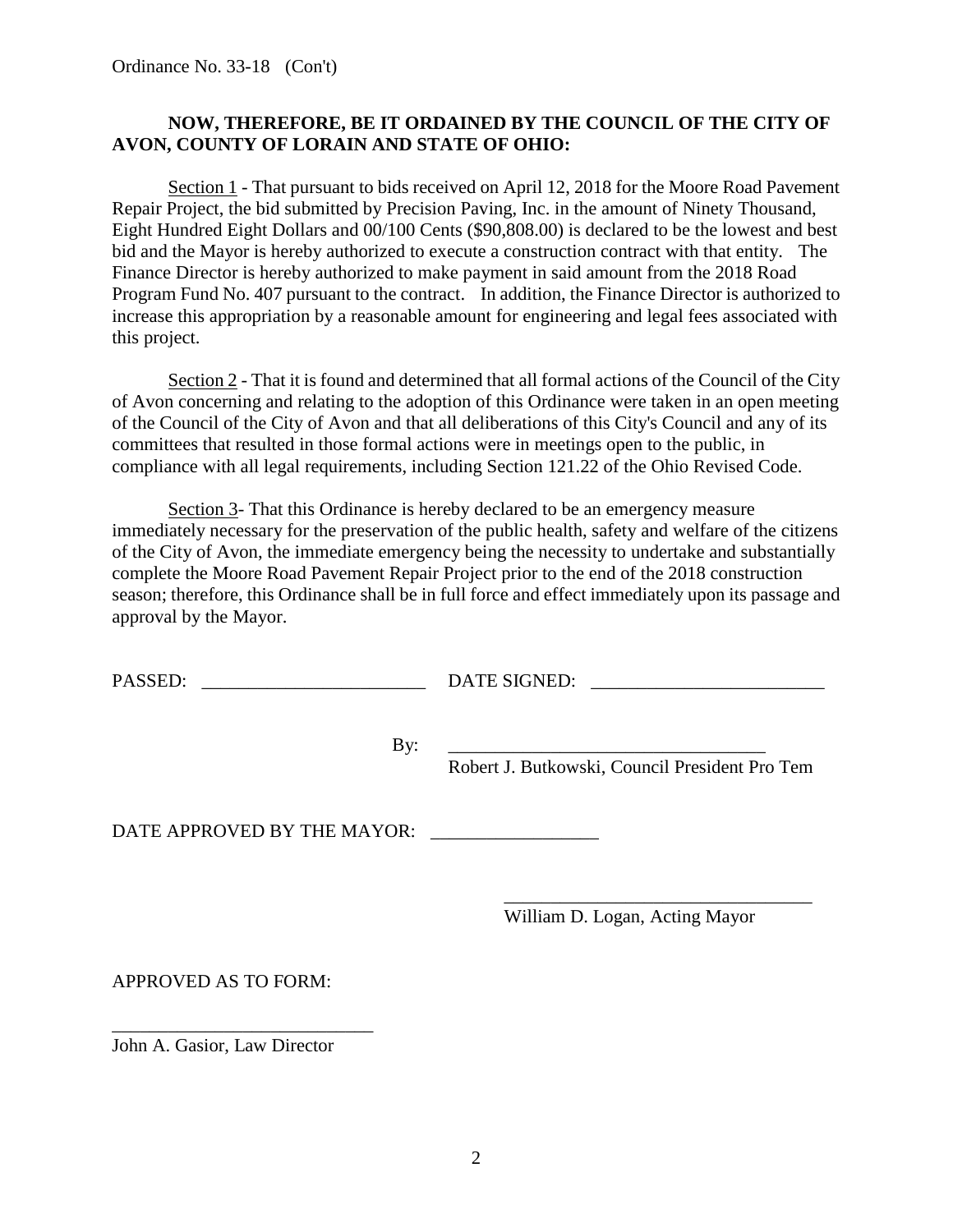Ordinance No. 33-18 (Con't)

**NOW, THEREFORE, BE IT ORDAINED BY THE COUNCIL OF THE CITY OF AVON, COUNTY OF LORAIN AND STATE OF OHIO:**

Section 1 - That pursuant to bids received on April 12, 2018 for the Moore Road Pavement Repair Project, the bid submitted by Precision Paving, Inc. in the amount of Ninety Thousand, Eight Hundred Eight Dollars and 00/100 Cents ($90,808.00) is declared to be the lowest and best bid and the Mayor is hereby authorized to execute a construction contract with that entity. The Finance Director is hereby authorized to make payment in said amount from the 2018 Road Program Fund No. 407 pursuant to the contract. In addition, the Finance Director is authorized to increase this appropriation by a reasonable amount for engineering and legal fees associated with this project.

Section 2 - That it is found and determined that all formal actions of the Council of the City of Avon concerning and relating to the adoption of this Ordinance were taken in an open meeting of the Council of the City of Avon and that all deliberations of this City's Council and any of its committees that resulted in those formal actions were in meetings open to the public, in compliance with all legal requirements, including Section 121.22 of the Ohio Revised Code.

Section 3- That this Ordinance is hereby declared to be an emergency measure immediately necessary for the preservation of the public health, safety and welfare of the citizens of the City of Avon, the immediate emergency being the necessity to undertake and substantially complete the Moore Road Pavement Repair Project prior to the end of the 2018 construction season; therefore, this Ordinance shall be in full force and effect immediately upon its passage and approval by the Mayor.

PASSED: ________________________ DATE SIGNED: ________________________

By: __________________________________
Robert J. Butkowski, Council President Pro Tem

DATE APPROVED BY THE MAYOR: __________________

__________________________________
William D. Logan, Acting Mayor

APPROVED AS TO FORM:

____________________________
John A. Gasior, Law Director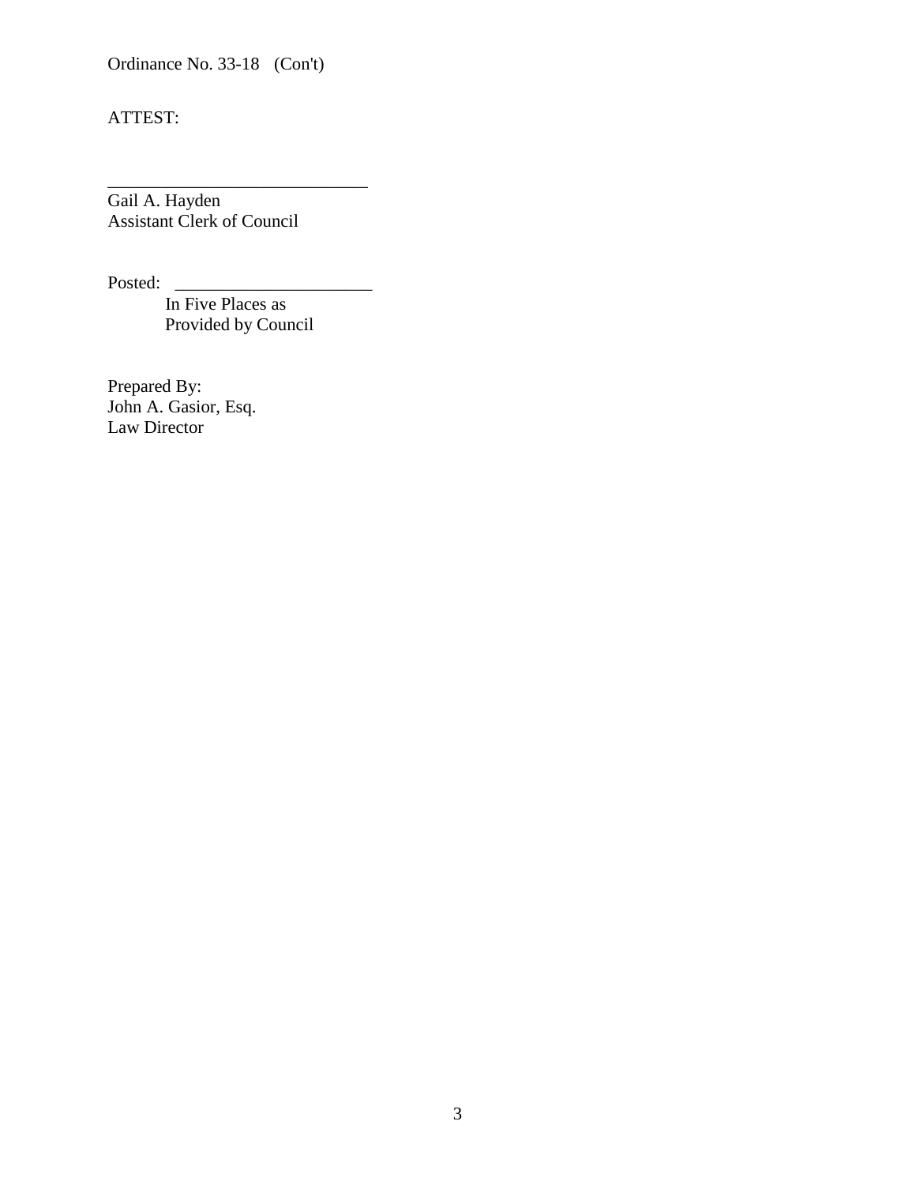Ordinance No. 33-18 (Con't)

ATTEST:

______________________________
Gail A. Hayden
Assistant Clerk of Council

Posted: ______________________
In Five Places as
Provided by Council

Prepared By:
John A. Gasior, Esq.
Law Director